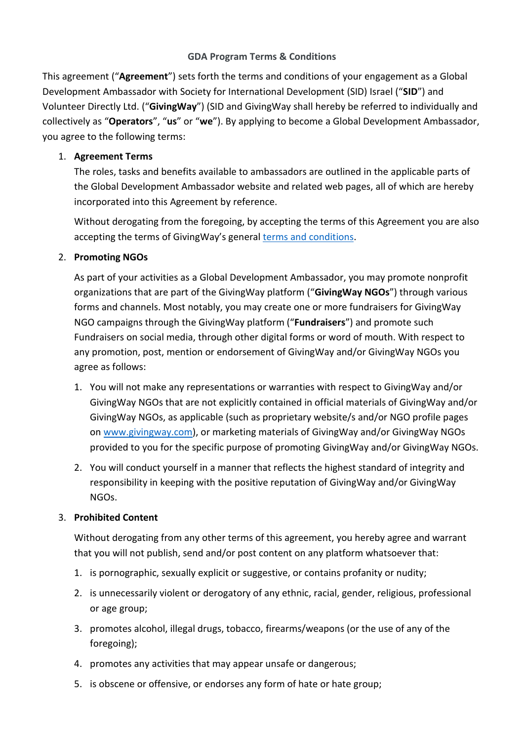# GDA Program Terms & Conditions

This agreement ("**Agreement**") sets forth the terms and conditions of your engagement as a Global Development Ambassador with Society for International Development (SID) Israel ("**SID**") and Volunteer Directly Ltd. ("**GivingWay**") (SID and GivingWay shall hereby be referred to individually and collectively as "**Operators**", "**us**" or "**we**"). By applying to become a Global Development Ambassador, you agree to the following terms:

1. **Agreement Terms**

   The roles, tasks and benefits available to ambassadors are outlined in the applicable parts of the Global Development Ambassador website and related web pages, all of which are hereby incorporated into this Agreement by reference.

   Without derogating from the foregoing, by accepting the terms of this Agreement you are also accepting the terms of GivingWay's general [terms and conditions](terms and conditions).

2. **Promoting NGOs**

   As part of your activities as a Global Development Ambassador, you may promote nonprofit organizations that are part of the GivingWay platform ("**GivingWay NGOs**") through various forms and channels. Most notably, you may create one or more fundraisers for GivingWay NGO campaigns through the GivingWay platform ("**Fundraisers**") and promote such Fundraisers on social media, through other digital forms or word of mouth. With respect to any promotion, post, mention or endorsement of GivingWay and/or GivingWay NGOs you agree as follows:

   1. You will not make any representations or warranties with respect to GivingWay and/or GivingWay NGOs that are not explicitly contained in official materials of GivingWay and/or GivingWay NGOs, as applicable (such as proprietary website/s and/or NGO profile pages on [www.givingway.com](www.givingway.com)), or marketing materials of GivingWay and/or GivingWay NGOs provided to you for the specific purpose of promoting GivingWay and/or GivingWay NGOs.
   2. You will conduct yourself in a manner that reflects the highest standard of integrity and responsibility in keeping with the positive reputation of GivingWay and/or GivingWay NGOs.

3. **Prohibited Content**

   Without derogating from any other terms of this agreement, you hereby agree and warrant that you will not publish, send and/or post content on any platform whatsoever that:

   1. is pornographic, sexually explicit or suggestive, or contains profanity or nudity;
   2. is unnecessarily violent or derogatory of any ethnic, racial, gender, religious, professional or age group;
   3. promotes alcohol, illegal drugs, tobacco, firearms/weapons (or the use of any of the foregoing);
   4. promotes any activities that may appear unsafe or dangerous;
   5. is obscene or offensive, or endorses any form of hate or hate group;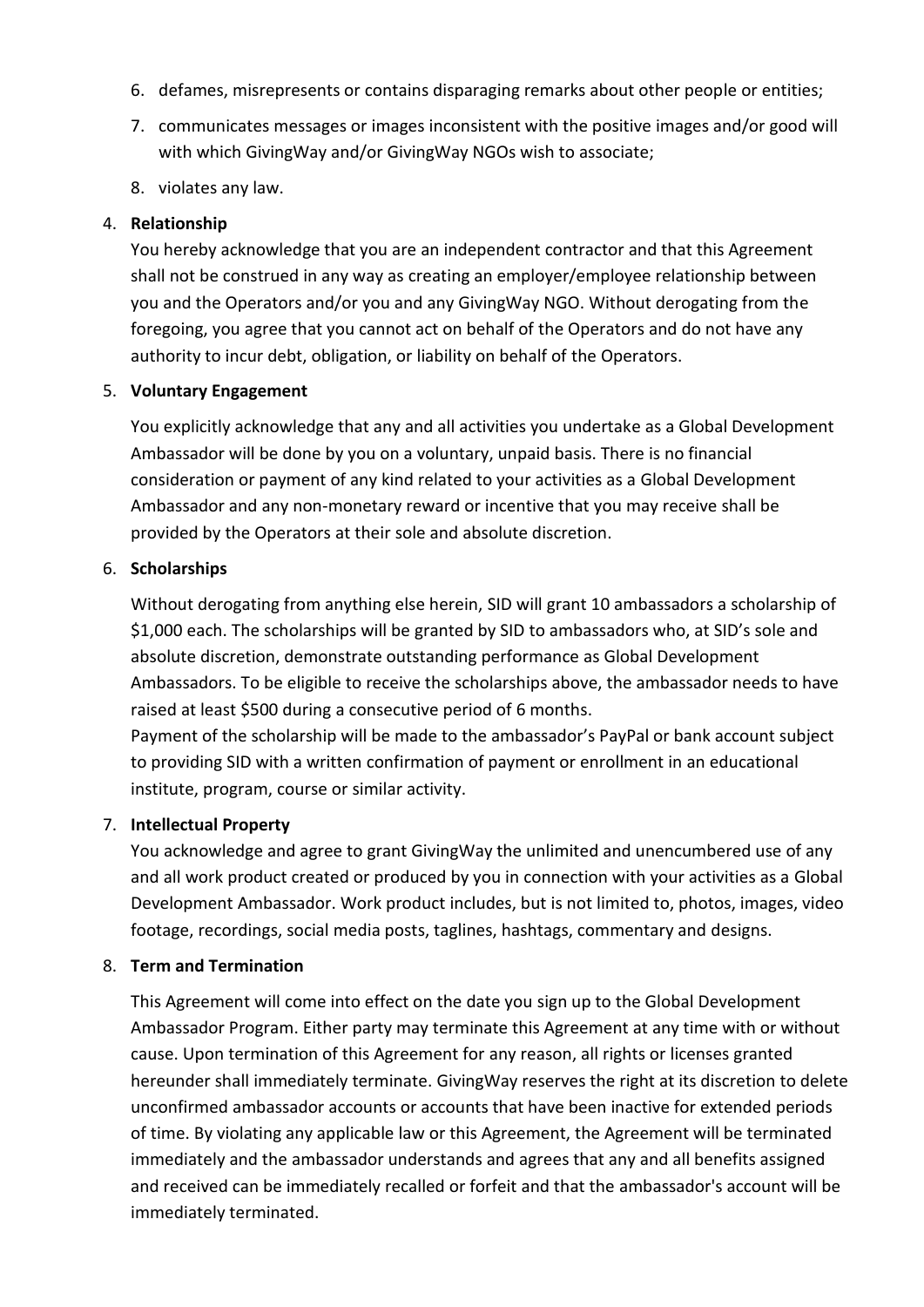6. defames, misrepresents or contains disparaging remarks about other people or entities;
7. communicates messages or images inconsistent with the positive images and/or good will with which GivingWay and/or GivingWay NGOs wish to associate;
8. violates any law.

4. **Relationship**

   You hereby acknowledge that you are an independent contractor and that this Agreement shall not be construed in any way as creating an employer/employee relationship between you and the Operators and/or you and any GivingWay NGO. Without derogating from the foregoing, you agree that you cannot act on behalf of the Operators and do not have any authority to incur debt, obligation, or liability on behalf of the Operators.

5. **Voluntary Engagement**

   You explicitly acknowledge that any and all activities you undertake as a Global Development Ambassador will be done by you on a voluntary, unpaid basis. There is no financial consideration or payment of any kind related to your activities as a Global Development Ambassador and any non-monetary reward or incentive that you may receive shall be provided by the Operators at their sole and absolute discretion.

6. **Scholarships**

   Without derogating from anything else herein, SID will grant 10 ambassadors a scholarship of $1,000 each. The scholarships will be granted by SID to ambassadors who, at SID's sole and absolute discretion, demonstrate outstanding performance as Global Development Ambassadors. To be eligible to receive the scholarships above, the ambassador needs to have raised at least $500 during a consecutive period of 6 months.

   Payment of the scholarship will be made to the ambassador's PayPal or bank account subject to providing SID with a written confirmation of payment or enrollment in an educational institute, program, course or similar activity.

7. **Intellectual Property**

   You acknowledge and agree to grant GivingWay the unlimited and unencumbered use of any and all work product created or produced by you in connection with your activities as a Global Development Ambassador. Work product includes, but is not limited to, photos, images, video footage, recordings, social media posts, taglines, hashtags, commentary and designs.

8. **Term and Termination**

   This Agreement will come into effect on the date you sign up to the Global Development Ambassador Program. Either party may terminate this Agreement at any time with or without cause. Upon termination of this Agreement for any reason, all rights or licenses granted hereunder shall immediately terminate. GivingWay reserves the right at its discretion to delete unconfirmed ambassador accounts or accounts that have been inactive for extended periods of time. By violating any applicable law or this Agreement, the Agreement will be terminated immediately and the ambassador understands and agrees that any and all benefits assigned and received can be immediately recalled or forfeit and that the ambassador's account will be immediately terminated.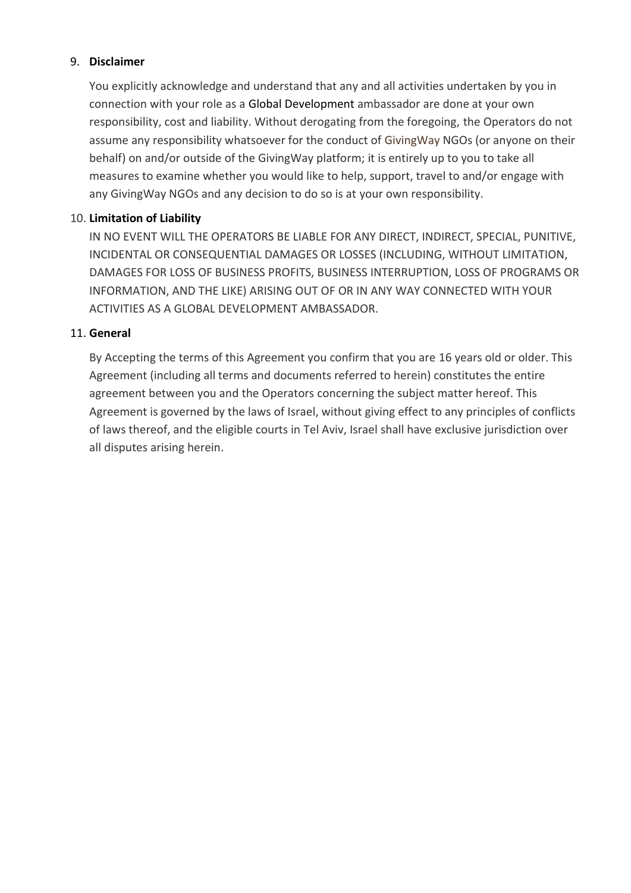9. **Disclaimer**

   You explicitly acknowledge and understand that any and all activities undertaken by you in connection with your role as a Global Development ambassador are done at your own responsibility, cost and liability. Without derogating from the foregoing, the Operators do not assume any responsibility whatsoever for the conduct of GivingWay NGOs (or anyone on their behalf) on and/or outside of the GivingWay platform; it is entirely up to you to take all measures to examine whether you would like to help, support, travel to and/or engage with any GivingWay NGOs and any decision to do so is at your own responsibility.

10. **Limitation of Liability**

    IN NO EVENT WILL THE OPERATORS BE LIABLE FOR ANY DIRECT, INDIRECT, SPECIAL, PUNITIVE, INCIDENTAL OR CONSEQUENTIAL DAMAGES OR LOSSES (INCLUDING, WITHOUT LIMITATION, DAMAGES FOR LOSS OF BUSINESS PROFITS, BUSINESS INTERRUPTION, LOSS OF PROGRAMS OR INFORMATION, AND THE LIKE) ARISING OUT OF OR IN ANY WAY CONNECTED WITH YOUR ACTIVITIES AS A GLOBAL DEVELOPMENT AMBASSADOR.

11. **General**

    By Accepting the terms of this Agreement you confirm that you are 16 years old or older. This Agreement (including all terms and documents referred to herein) constitutes the entire agreement between you and the Operators concerning the subject matter hereof. This Agreement is governed by the laws of Israel, without giving effect to any principles of conflicts of laws thereof, and the eligible courts in Tel Aviv, Israel shall have exclusive jurisdiction over all disputes arising herein.